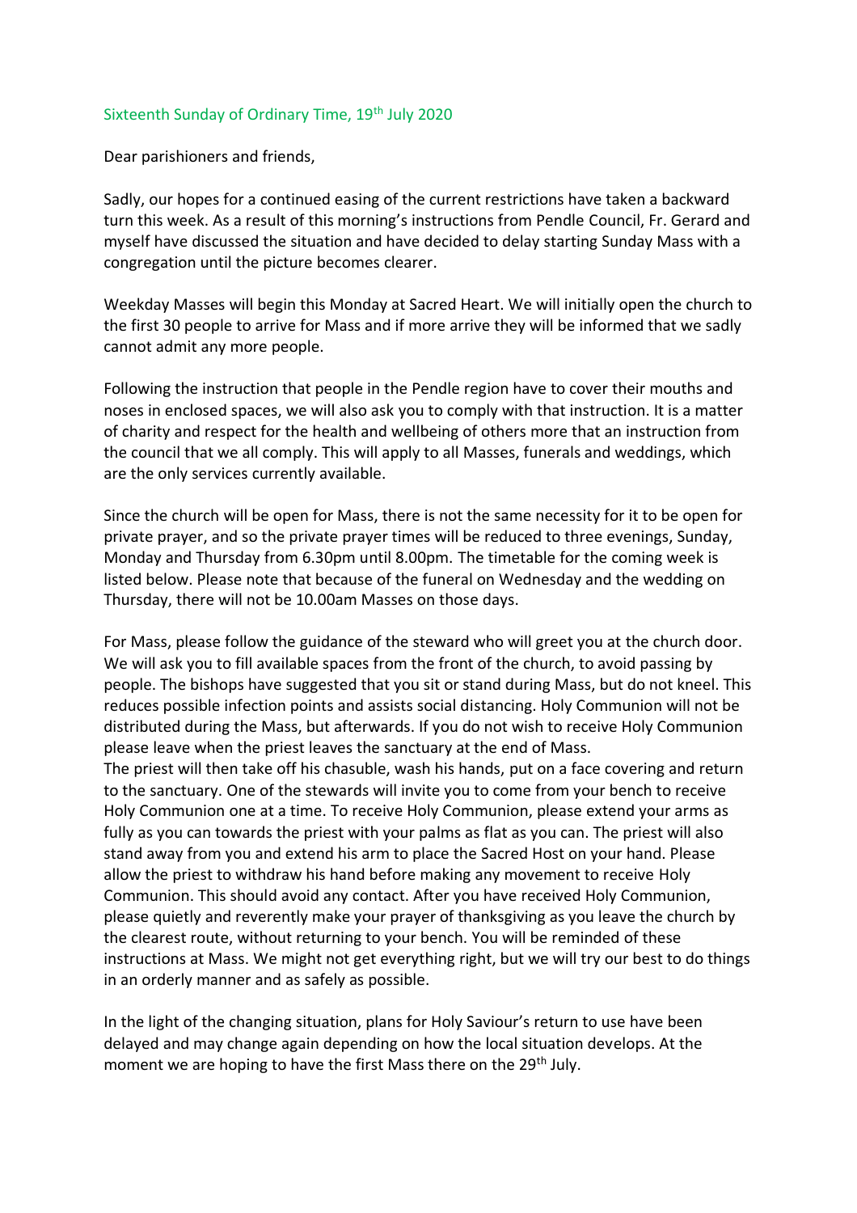## Sixteenth Sunday of Ordinary Time, 19th July 2020

Dear parishioners and friends,

Sadly, our hopes for a continued easing of the current restrictions have taken a backward turn this week. As a result of this morning's instructions from Pendle Council, Fr. Gerard and myself have discussed the situation and have decided to delay starting Sunday Mass with a congregation until the picture becomes clearer.

Weekday Masses will begin this Monday at Sacred Heart. We will initially open the church to the first 30 people to arrive for Mass and if more arrive they will be informed that we sadly cannot admit any more people.

Following the instruction that people in the Pendle region have to cover their mouths and noses in enclosed spaces, we will also ask you to comply with that instruction. It is a matter of charity and respect for the health and wellbeing of others more that an instruction from the council that we all comply. This will apply to all Masses, funerals and weddings, which are the only services currently available.

Since the church will be open for Mass, there is not the same necessity for it to be open for private prayer, and so the private prayer times will be reduced to three evenings, Sunday, Monday and Thursday from 6.30pm until 8.00pm. The timetable for the coming week is listed below. Please note that because of the funeral on Wednesday and the wedding on Thursday, there will not be 10.00am Masses on those days.

For Mass, please follow the guidance of the steward who will greet you at the church door. We will ask you to fill available spaces from the front of the church, to avoid passing by people. The bishops have suggested that you sit or stand during Mass, but do not kneel. This reduces possible infection points and assists social distancing. Holy Communion will not be distributed during the Mass, but afterwards. If you do not wish to receive Holy Communion please leave when the priest leaves the sanctuary at the end of Mass.
The priest will then take off his chasuble, wash his hands, put on a face covering and return to the sanctuary. One of the stewards will invite you to come from your bench to receive Holy Communion one at a time. To receive Holy Communion, please extend your arms as fully as you can towards the priest with your palms as flat as you can. The priest will also stand away from you and extend his arm to place the Sacred Host on your hand. Please allow the priest to withdraw his hand before making any movement to receive Holy Communion. This should avoid any contact. After you have received Holy Communion, please quietly and reverently make your prayer of thanksgiving as you leave the church by the clearest route, without returning to your bench. You will be reminded of these instructions at Mass. We might not get everything right, but we will try our best to do things in an orderly manner and as safely as possible.

In the light of the changing situation, plans for Holy Saviour's return to use have been delayed and may change again depending on how the local situation develops. At the moment we are hoping to have the first Mass there on the 29th July.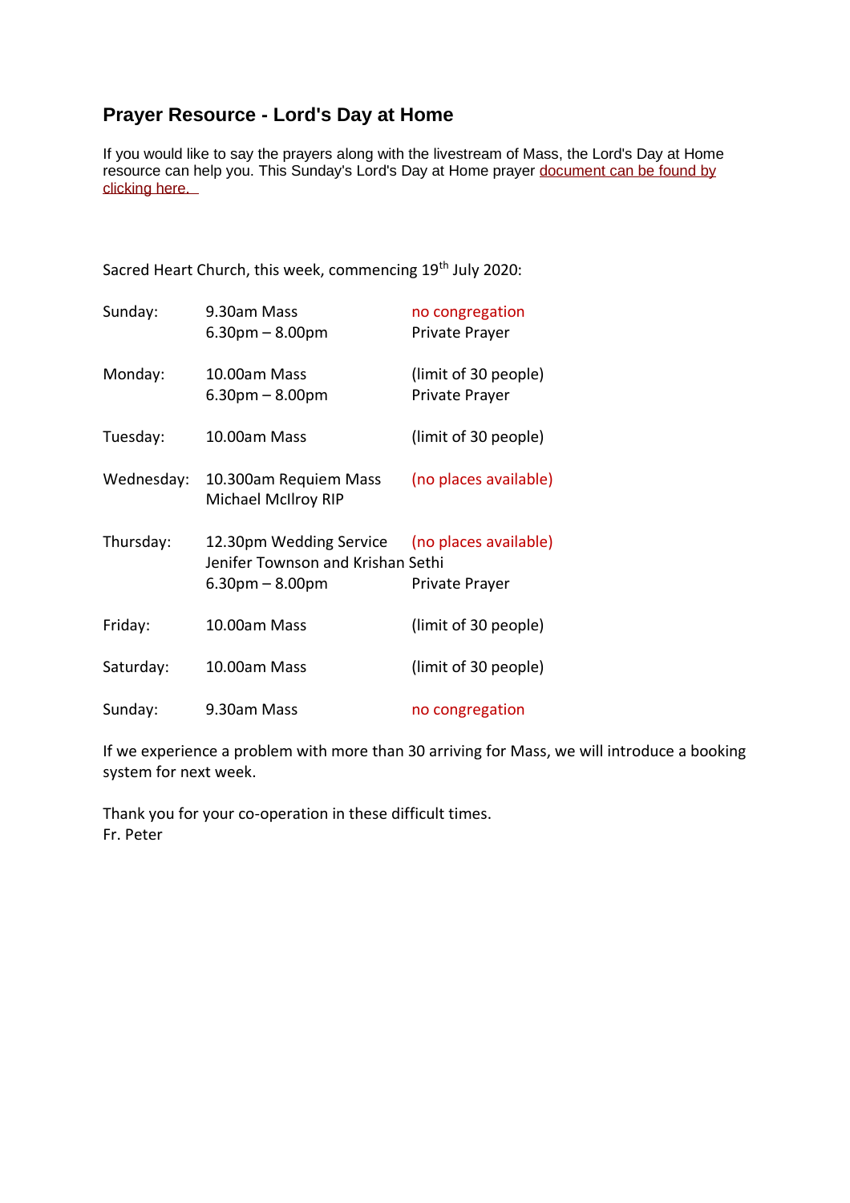## Prayer Resource - Lord's Day at Home

If you would like to say the prayers along with the livestream of Mass, the Lord's Day at Home resource can help you. This Sunday's Lord's Day at Home prayer document can be found by clicking here.

Sacred Heart Church, this week, commencing 19th July 2020:

| | | |
|---|---|---|
| Sunday: | 9.30am Mass | no congregation |
| | 6.30pm – 8.00pm | Private Prayer |
| Monday: | 10.00am Mass | (limit of 30 people) |
| | 6.30pm – 8.00pm | Private Prayer |
| Tuesday: | 10.00am Mass | (limit of 30 people) |
| Wednesday: | 10.300am Requiem Mass Michael McIlroy RIP | (no places available) |
| Thursday: | 12.30pm Wedding Service Jenifer Townson and Krishan Sethi | (no places available) |
| | 6.30pm – 8.00pm | Private Prayer |
| Friday: | 10.00am Mass | (limit of 30 people) |
| Saturday: | 10.00am Mass | (limit of 30 people) |
| Sunday: | 9.30am Mass | no congregation |

If we experience a problem with more than 30 arriving for Mass, we will introduce a booking system for next week.

Thank you for your co-operation in these difficult times.
Fr. Peter